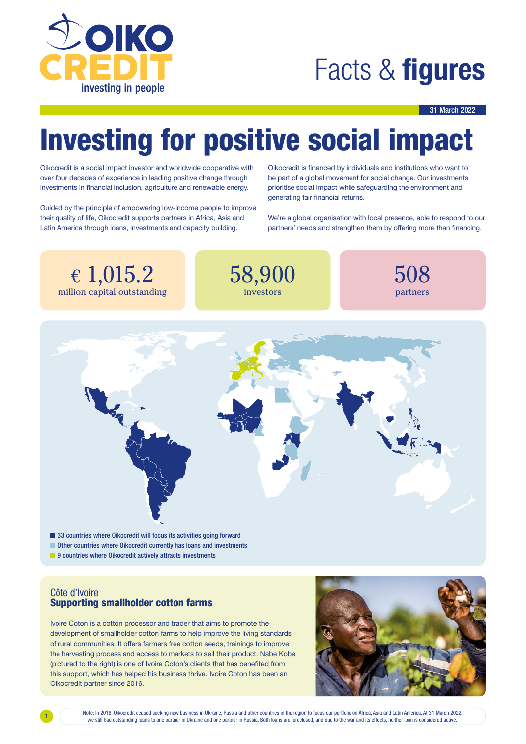# Facts & **figures**

31 March 2022

# Investing for positive social impact

Oikocredit is a social impact investor and worldwide cooperative with over four decades of experience in leading positive change through investments in financial inclusion, agriculture and renewable energy.

Guided by the principle of empowering low-income people to improve their quality of life, Oikocredit supports partners in Africa, Asia and Latin America through loans, investments and capacity building.

Oikocredit is financed by individuals and institutions who want to be part of a global movement for social change. Our investments prioritise social impact while safeguarding the environment and generating fair financial returns.

We're a global organisation with local presence, able to respond to our partners' needs and strengthen them by offering more than financing.

**€ 1,015.2** million capital outstanding

**58,900** investors

**508** partners

- 33 countries where Oikocredit will focus its activities going forward
- Other countries where Oikocredit currently has loans and investments
- 9 countries where Oikocredit actively attracts investments

## Côte d'Ivoire
### Supporting smallholder cotton farms

Ivoire Coton is a cotton processor and trader that aims to promote the development of smallholder cotton farms to help improve the living standards of rural communities. It offers farmers free cotton seeds, trainings to improve the harvesting process and access to markets to sell their product. Nabe Kobe (pictured to the right) is one of Ivoire Coton's clients that has benefited from this support, which has helped his business thrive. Ivoire Coton has been an Oikocredit partner since 2016.

Note: In 2018, Oikocredit ceased seeking new business in Ukraine, Russia and other countries in the region to focus our portfolio on Africa, Asia and Latin America. At 31 March 2022, we still had outstanding loans to one partner in Ukraine and one partner in Russia. Both loans are foreclosed, and due to the war and its effects, neither loan is considered active.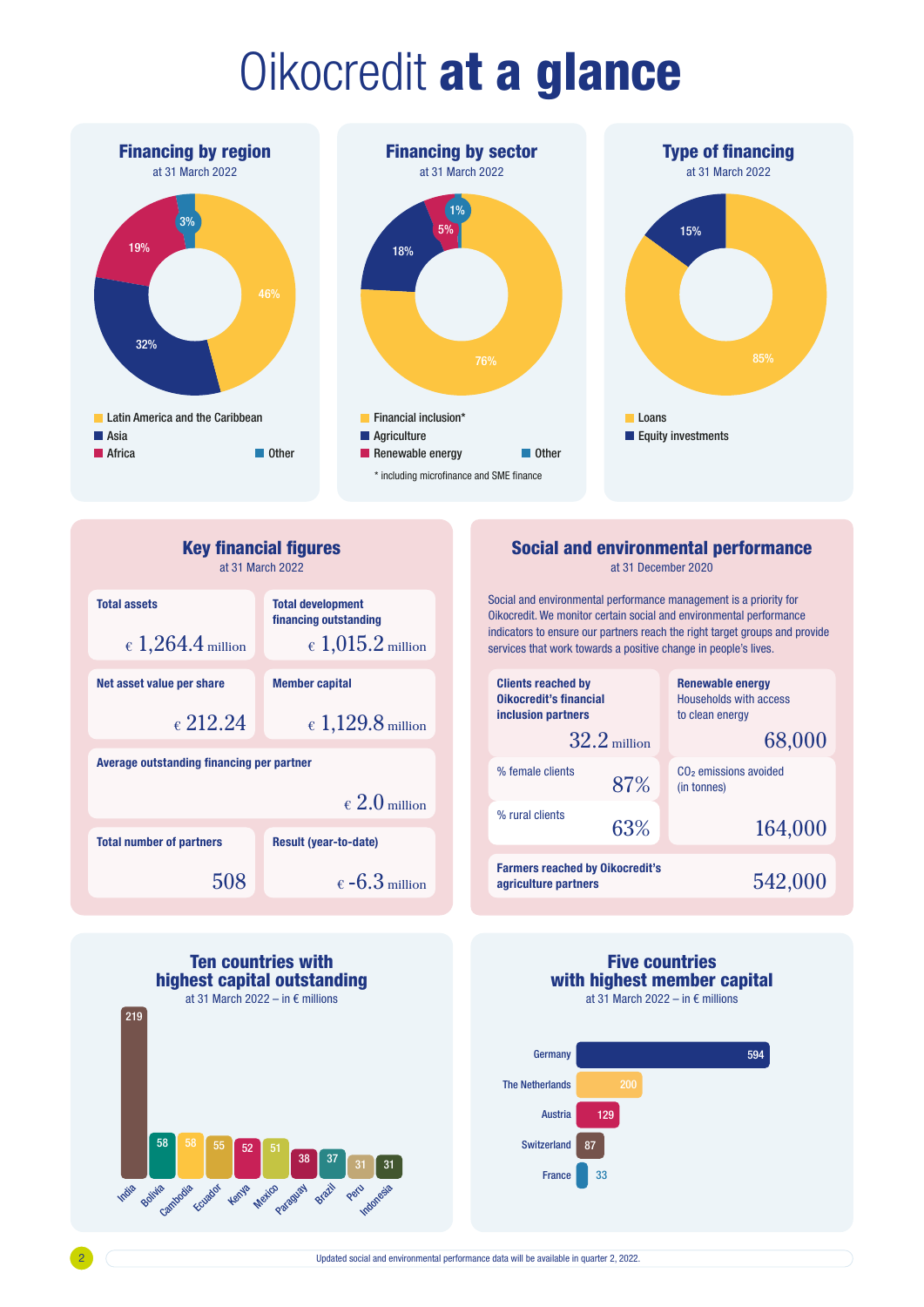# Oikocredit **at a glance**

## Financing by region

at 31 March 2022

| Region | Share |
|---|---|
| Latin America and the Caribbean | 46% |
| Asia | 32% |
| Africa | 19% |
| Other | 3% |

## Financing by sector

at 31 March 2022

| Sector | Share |
|---|---|
| Financial inclusion* | 76% |
| Agriculture | 18% |
| Renewable energy | 5% |
| Other | 1% |

\* including microfinance and SME finance

## Type of financing

at 31 March 2022

| Type | Share |
|---|---|
| Loans | 85% |
| Equity investments | 15% |

## Key financial figures

at 31 March 2022

| Figure | Value |
|---|---|
| Total assets | € 1,264.4 million |
| Total development financing outstanding | € 1,015.2 million |
| Net asset value per share | € 212.24 |
| Member capital | € 1,129.8 million |
| Average outstanding financing per partner | € 2.0 million |
| Total number of partners | 508 |
| Result (year-to-date) | € -6.3 million |

## Social and environmental performance

at 31 December 2020

Social and environmental performance management is a priority for Oikocredit. We monitor certain social and environmental performance indicators to ensure our partners reach the right target groups and provide services that work towards a positive change in people's lives.

| Indicator | Value |
|---|---|
| Clients reached by Oikocredit's financial inclusion partners | 32.2 million |
| % female clients | 87% |
| % rural clients | 63% |
| Renewable energy – Households with access to clean energy | 68,000 |
| $CO_2$ emissions avoided (in tonnes) | 164,000 |
| Farmers reached by Oikocredit's agriculture partners | 542,000 |

## Ten countries with highest capital outstanding

at 31 March 2022 – in € millions

| Country | € millions |
|---|---|
| India | 219 |
| Bolivia | 58 |
| Cambodia | 58 |
| Ecuador | 55 |
| Kenya | 52 |
| Mexico | 51 |
| Paraguay | 38 |
| Brazil | 37 |
| Peru | 31 |
| Indonesia | 31 |

## Five countries with highest member capital

at 31 March 2022 – in € millions

| Country | € millions |
|---|---|
| Germany | 594 |
| The Netherlands | 200 |
| Austria | 129 |
| Switzerland | 87 |
| France | 33 |

Updated social and environmental performance data will be available in quarter 2, 2022.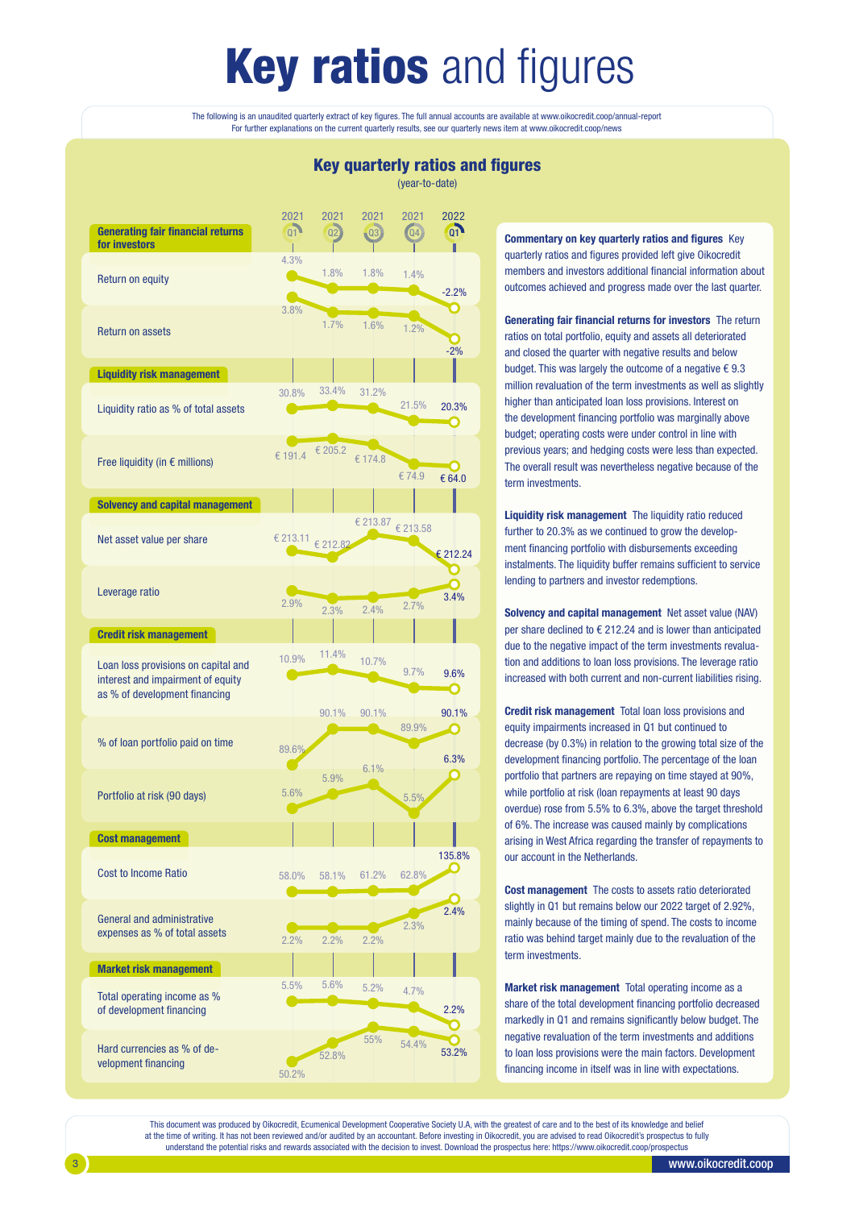# **Key ratios** and figures

The following is an unaudited quarterly extract of key figures. The full annual accounts are available at www.oikocredit.coop/annual-report
For further explanations on the current quarterly results, see our quarterly news item at www.oikocredit.coop/news

## Key quarterly ratios and figures

(year-to-date)

2021 Q1
2021 Q2
2021 Q3
2021 Q4
2022 Q1

**Generating fair financial returns for investors**

Return on equity
4.3%
1.8%
1.8%
1.4%
-2.2%

Return on assets
3.8%
1.7%
1.6%
1.2%
-2%

**Liquidity risk management**

Liquidity ratio as % of total assets
30.8%
33.4%
31.2%
21.5%
20.3%

Free liquidity (in € millions)
€ 191.4
€ 205.2
€ 174.8
€ 74.9
€ 64.0

**Solvency and capital management**

Net asset value per share
€ 213.11
€ 212.82
€ 213.87
€ 213.58
€ 212.24

Leverage ratio
2.9%
2.3%
2.4%
2.7%
3.4%

**Credit risk management**

Loan loss provisions on capital and interest and impairment of equity as % of development financing
10.9%
11.4%
10.7%
9.7%
9.6%

% of loan portfolio paid on time
89.6%
90.1%
90.1%
89.9%
90.1%

Portfolio at risk (90 days)
5.6%
5.9%
6.1%
5.5%
6.3%

**Cost management**

Cost to Income Ratio
58.0%
58.1%
61.2%
62.8%
135.8%

General and administrative expenses as % of total assets
2.2%
2.2%
2.2%
2.3%
2.4%

**Market risk management**

Total operating income as % of development financing
5.5%
5.6%
5.2%
4.7%
2.2%

Hard currencies as % of development financing
50.2%
52.8%
55%
54.4%
53.2%

**Commentary on key quarterly ratios and figures** Key quarterly ratios and figures provided left give Oikocredit members and investors additional financial information about outcomes achieved and progress made over the last quarter.

**Generating fair financial returns for investors** The return ratios on total portfolio, equity and assets all deteriorated and closed the quarter with negative results and below budget. This was largely the outcome of a negative € 9.3 million revaluation of the term investments as well as slightly higher than anticipated loan loss provisions. Interest on the development financing portfolio was marginally above budget; operating costs were under control in line with previous years; and hedging costs were less than expected. The overall result was nevertheless negative because of the term investments.

**Liquidity risk management** The liquidity ratio reduced further to 20.3% as we continued to grow the development financing portfolio with disbursements exceeding instalments. The liquidity buffer remains sufficient to service lending to partners and investor redemptions.

**Solvency and capital management** Net asset value (NAV) per share declined to € 212.24 and is lower than anticipated due to the negative impact of the term investments revaluation and additions to loan loss provisions. The leverage ratio increased with both current and non-current liabilities rising.

**Credit risk management** Total loan loss provisions and equity impairments increased in Q1 but continued to decrease (by 0.3%) in relation to the growing total size of the development financing portfolio. The percentage of the loan portfolio that partners are repaying on time stayed at 90%, while portfolio at risk (loan repayments at least 90 days overdue) rose from 5.5% to 6.3%, above the target threshold of 6%. The increase was caused mainly by complications arising in West Africa regarding the transfer of repayments to our account in the Netherlands.

**Cost management** The costs to assets ratio deteriorated slightly in Q1 but remains below our 2022 target of 2.92%, mainly because of the timing of spend. The costs to income ratio was behind target mainly due to the revaluation of the term investments.

**Market risk management** Total operating income as a share of the total development financing portfolio decreased markedly in Q1 and remains significantly below budget. The negative revaluation of the term investments and additions to loan loss provisions were the main factors. Development financing income in itself was in line with expectations.

This document was produced by Oikocredit, Ecumenical Development Cooperative Society U.A, with the greatest of care and to the best of its knowledge and belief at the time of writing. It has not been reviewed and/or audited by an accountant. Before investing in Oikocredit, you are advised to read Oikocredit's prospectus to fully understand the potential risks and rewards associated with the decision to invest. Download the prospectus here: https://www.oikocredit.coop/prospectus

www.oikocredit.coop